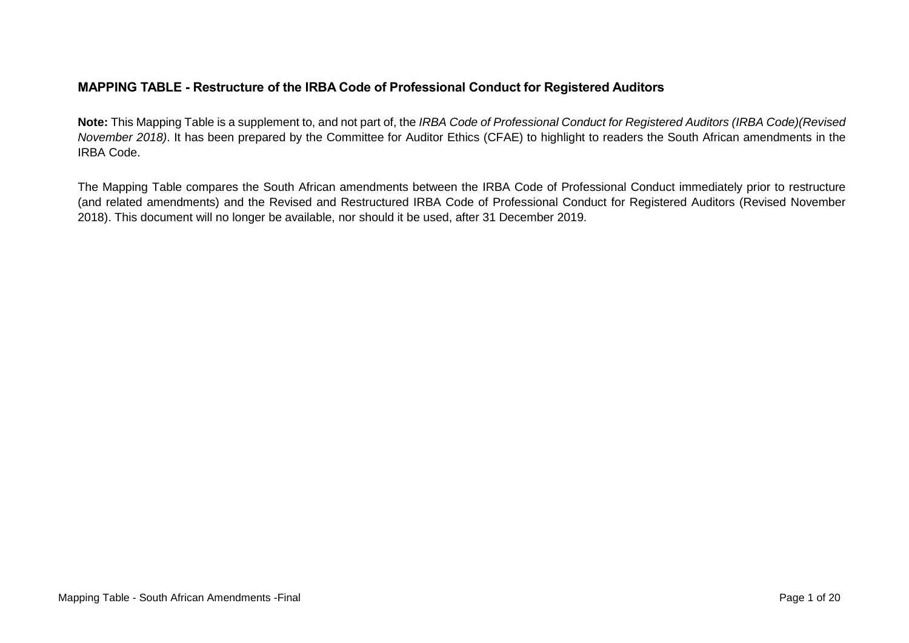## MAPPING TABLE - Restructure of the IRBA Code of Professional Conduct for Registered Auditors

**Note:** This Mapping Table is a supplement to, and not part of, the *IRBA Code of Professional Conduct for Registered Auditors (IRBA Code)(Revised November 2018)*. It has been prepared by the Committee for Auditor Ethics (CFAE) to highlight to readers the South African amendments in the IRBA Code.

The Mapping Table compares the South African amendments between the IRBA Code of Professional Conduct immediately prior to restructure (and related amendments) and the Revised and Restructured IRBA Code of Professional Conduct for Registered Auditors (Revised November 2018). This document will no longer be available, nor should it be used, after 31 December 2019.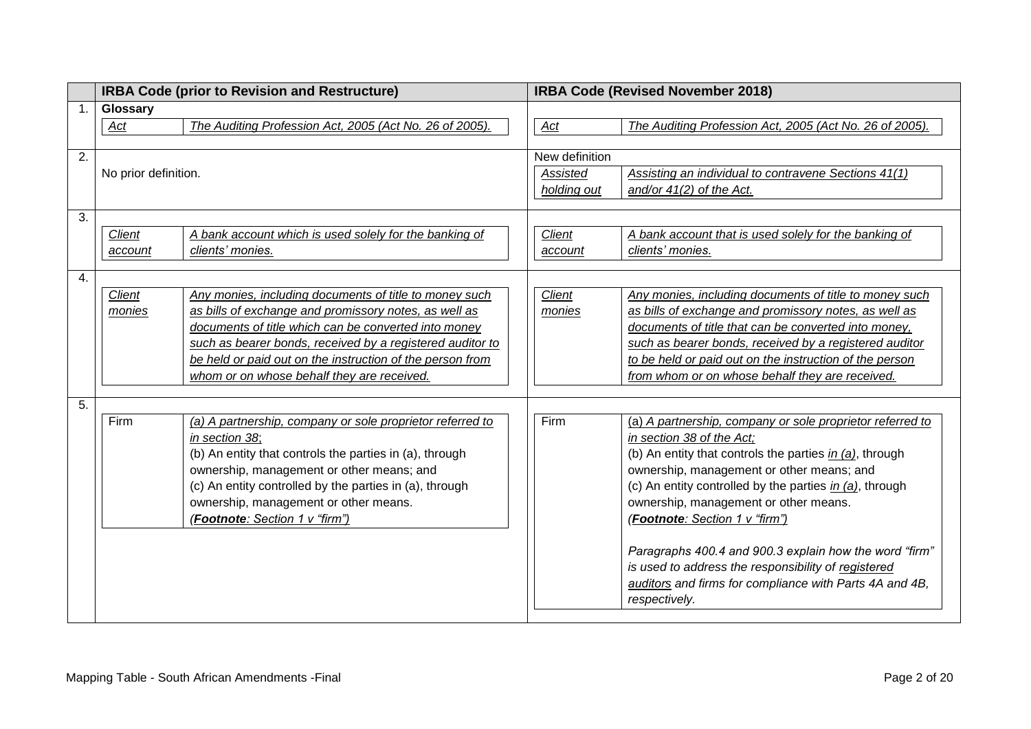| | IRBA Code (prior to Revision and Restructure) | | IRBA Code (Revised November 2018) | |
|---|---|---|---|---|
| 1. | **Glossary** | | | |
| | *Act* | *The Auditing Profession Act, 2005 (Act No. 26 of 2005).* | *Act* | *The Auditing Profession Act, 2005 (Act No. 26 of 2005).* |
| 2. | No prior definition. | | New definition | |
| | | | *Assisted holding out* | *Assisting an individual to contravene Sections 41(1) and/or 41(2) of the Act.* |
| 3. | *Client account* | *A bank account which is used solely for the banking of clients' monies.* | *Client account* | *A bank account that is used solely for the banking of clients' monies.* |
| 4. | *Client monies* | *Any monies, including documents of title to money such as bills of exchange and promissory notes, as well as documents of title which can be converted into money such as bearer bonds, received by a registered auditor to be held or paid out on the instruction of the person from whom or on whose behalf they are received.* | *Client monies* | *Any monies, including documents of title to money such as bills of exchange and promissory notes, as well as documents of title that can be converted into money, such as bearer bonds, received by a registered auditor to be held or paid out on the instruction of the person from whom or on whose behalf they are received.* |
| 5. | Firm | *(a) A partnership, company or sole proprietor referred to in section 38*;<br>(b) An entity that controls the parties in (a), through ownership, management or other means; and<br>(c) An entity controlled by the parties in (a), through ownership, management or other means.<br>*(**Footnote**: Section 1 v "firm")* | Firm | (a) *A partnership, company or sole proprietor referred to in section 38 of the Act;*<br>(b) An entity that controls the parties *in (a)*, through ownership, management or other means; and<br>(c) An entity controlled by the parties *in (a)*, through ownership, management or other means.<br>*(**Footnote**: Section 1 v "firm")*<br><br>*Paragraphs 400.4 and 900.3 explain how the word "firm" is used to address the responsibility of registered auditors and firms for compliance with Parts 4A and 4B, respectively.* |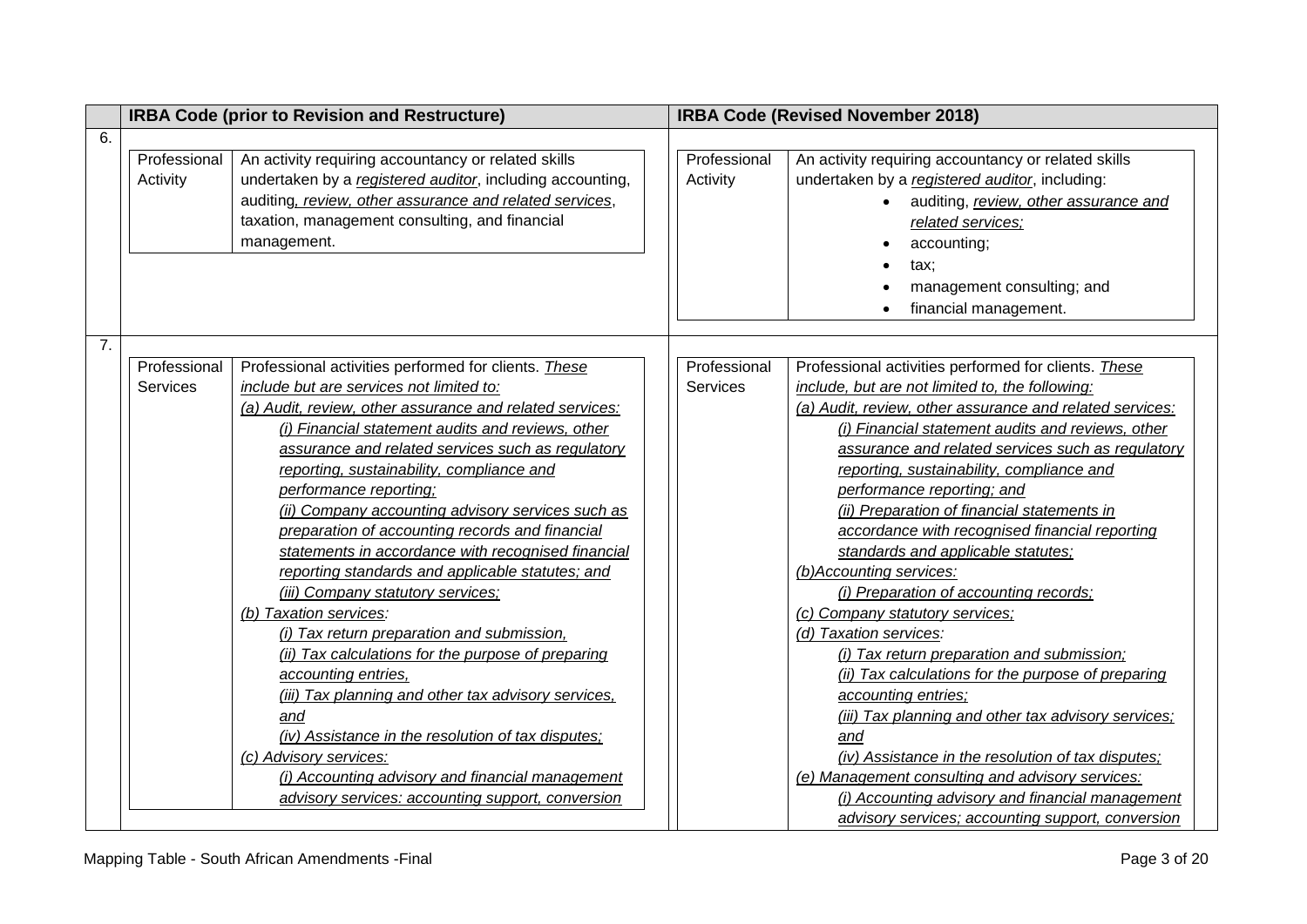| | IRBA Code (prior to Revision and Restructure) | IRBA Code (Revised November 2018) |
|---|---|---|
| 6. | **Professional Activity** — An activity requiring accountancy or related skills undertaken by a *registered auditor*, including accounting, auditing, *review, other assurance and related services*, taxation, management consulting, and financial management. | **Professional Activity** — An activity requiring accountancy or related skills undertaken by a *registered auditor*, including:<br>• auditing, *review, other assurance and related services;*<br>• accounting;<br>• tax;<br>• management consulting; and<br>• financial management. |
| 7. | **Professional Services** — Professional activities performed for clients. *These include but are services not limited to:*<br>*(a) Audit, review, other assurance and related services:*<br>*(i) Financial statement audits and reviews, other assurance and related services such as regulatory reporting, sustainability, compliance and performance reporting;*<br>*(ii) Company accounting advisory services such as preparation of accounting records and financial statements in accordance with recognised financial reporting standards and applicable statutes; and*<br>*(iii) Company statutory services;*<br>*(b) Taxation services:*<br>*(i) Tax return preparation and submission,*<br>*(ii) Tax calculations for the purpose of preparing accounting entries,*<br>*(iii) Tax planning and other tax advisory services, and*<br>*(iv) Assistance in the resolution of tax disputes;*<br>*(c) Advisory services:*<br>*(i) Accounting advisory and financial management advisory services: accounting support, conversion* | **Professional Services** — Professional activities performed for clients. *These include, but are not limited to, the following:*<br>*(a) Audit, review, other assurance and related services:*<br>*(i) Financial statement audits and reviews, other assurance and related services such as regulatory reporting, sustainability, compliance and performance reporting; and*<br>*(ii) Preparation of financial statements in accordance with recognised financial reporting standards and applicable statutes;*<br>*(b)Accounting services:*<br>*(i) Preparation of accounting records;*<br>*(c) Company statutory services;*<br>*(d) Taxation services:*<br>*(i) Tax return preparation and submission;*<br>*(ii) Tax calculations for the purpose of preparing accounting entries;*<br>*(iii) Tax planning and other tax advisory services; and*<br>*(iv) Assistance in the resolution of tax disputes;*<br>*(e) Management consulting and advisory services:*<br>*(i) Accounting advisory and financial management advisory services; accounting support, conversion* |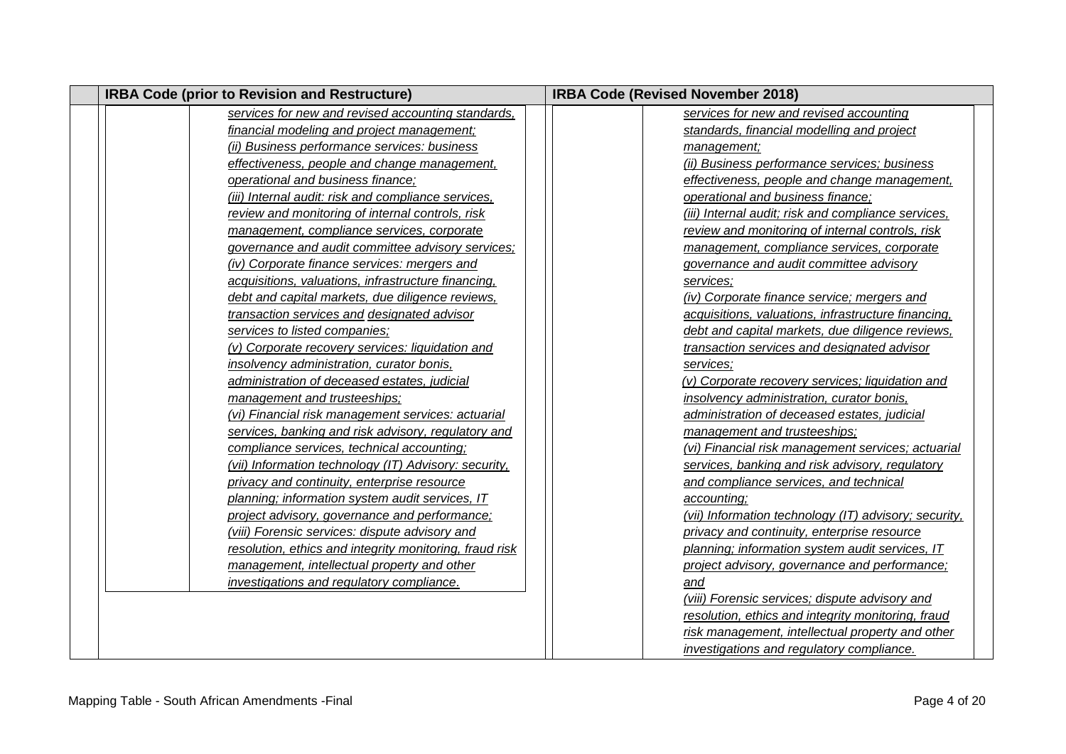| IRBA Code (prior to Revision and Restructure) | IRBA Code (Revised November 2018) |
|---|---|
| <u>*services for new and revised accounting standards, financial modeling and project management;*</u><br><u>*(ii) Business performance services: business effectiveness, people and change management, operational and business finance;*</u><br><u>*(iii) Internal audit: risk and compliance services, review and monitoring of internal controls, risk management, compliance services, corporate governance and audit committee advisory services;*</u><br><u>*(iv) Corporate finance services: mergers and acquisitions, valuations, infrastructure financing, debt and capital markets, due diligence reviews, transaction services and designated advisor services to listed companies;*</u><br><u>*(v) Corporate recovery services: liquidation and insolvency administration, curator bonis, administration of deceased estates, judicial management and trusteeships;*</u><br><u>*(vi) Financial risk management services: actuarial services, banking and risk advisory, regulatory and compliance services, technical accounting;*</u><br><u>*(vii) Information technology (IT) Advisory: security, privacy and continuity, enterprise resource planning; information system audit services, IT project advisory, governance and performance;*</u><br><u>*(viii) Forensic services: dispute advisory and resolution, ethics and integrity monitoring, fraud risk management, intellectual property and other investigations and regulatory compliance.*</u> | <u>*services for new and revised accounting standards, financial modelling and project management;*</u><br><u>*(ii) Business performance services; business effectiveness, people and change management, operational and business finance;*</u><br><u>*(iii) Internal audit; risk and compliance services, review and monitoring of internal controls, risk management, compliance services, corporate governance and audit committee advisory services;*</u><br><u>*(iv) Corporate finance service; mergers and acquisitions, valuations, infrastructure financing, debt and capital markets, due diligence reviews, transaction services and designated advisor services;*</u><br><u>*(v) Corporate recovery services; liquidation and insolvency administration, curator bonis, administration of deceased estates, judicial management and trusteeships;*</u><br><u>*(vi) Financial risk management services; actuarial services, banking and risk advisory, regulatory and compliance services, and technical accounting;*</u><br><u>*(vii) Information technology (IT) advisory; security, privacy and continuity, enterprise resource planning; information system audit services, IT project advisory, governance and performance; and*</u><br><u>*(viii) Forensic services; dispute advisory and resolution, ethics and integrity monitoring, fraud risk management, intellectual property and other investigations and regulatory compliance.*</u> |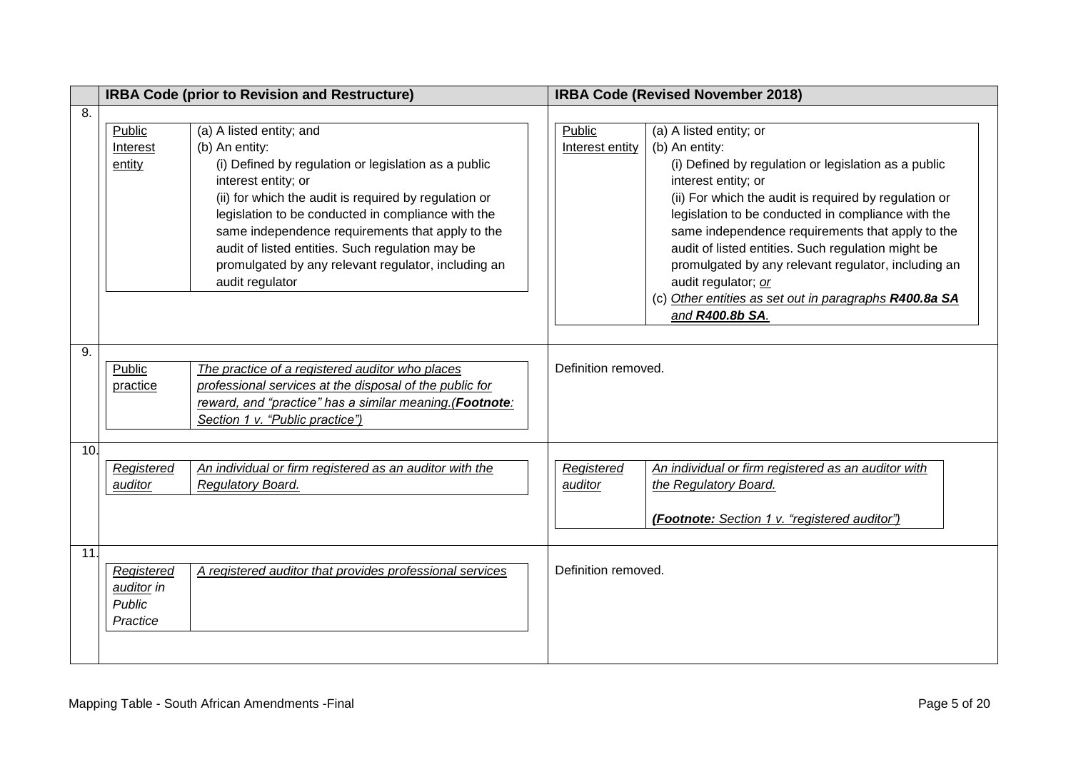| | IRBA Code (prior to Revision and Restructure) | IRBA Code (Revised November 2018) |
|---|---|---|
| 8. | <u>Public Interest entity</u>: (a) A listed entity; and (b) An entity: (i) Defined by regulation or legislation as a public interest entity; or (ii) for which the audit is required by regulation or legislation to be conducted in compliance with the same independence requirements that apply to the audit of listed entities. Such regulation may be promulgated by any relevant regulator, including an audit regulator | <u>Public Interest entity</u>: (a) A listed entity; or (b) An entity: (i) Defined by regulation or legislation as a public interest entity; or (ii) For which the audit is required by regulation or legislation to be conducted in compliance with the same independence requirements that apply to the audit of listed entities. Such regulation might be promulgated by any relevant regulator, including an audit regulator; <u>*or*</u> (c) <u>*Other entities as set out in paragraphs **R400.8a SA** and **R400.8b SA**.*</u> |
| 9. | <u>Public practice</u>: <u>*The practice of a registered auditor who places professional services at the disposal of the public for reward, and "practice" has a similar meaning.(**Footnote**: Section 1 v. "Public practice")*</u> | Definition removed. |
| 10. | <u>*Registered auditor*</u>: <u>*An individual or firm registered as an auditor with the Regulatory Board.*</u> | <u>*Registered auditor*</u>: <u>*An individual or firm registered as an auditor with the Regulatory Board.*</u> <u>***(Footnote:** Section 1 v. "registered auditor")*</u> |
| 11. | <u>*Registered auditor*</u> *in Public Practice*: <u>*A registered auditor that provides professional services*</u> | Definition removed. |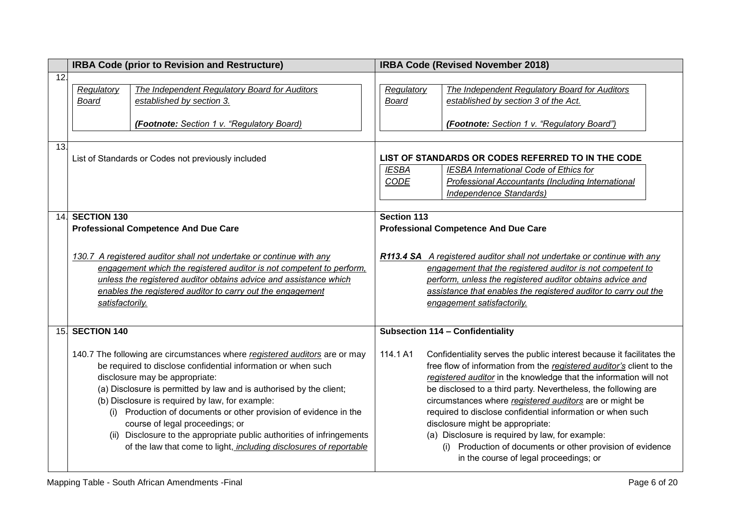| | IRBA Code (prior to Revision and Restructure) | IRBA Code (Revised November 2018) |
|---|---|---|
| 12. | *<u>Regulatory Board</u>* — *<u>The Independent Regulatory Board for Auditors established by section 3.</u>*<br><br>***<u>(Footnote:</u>*** *<u>Section 1 v. "Regulatory Board)</u>* | *<u>Regulatory Board</u>* — *<u>The Independent Regulatory Board for Auditors established by section 3 of the Act.</u>*<br><br>***<u>(Footnote:</u>*** *<u>Section 1 v. "Regulatory Board")</u>* |
| 13. | List of Standards or Codes not previously included | **LIST OF STANDARDS OR CODES REFERRED TO IN THE CODE**<br>*<u>IESBA CODE</u>* — *<u>IESBA International Code of Ethics for Professional Accountants (Including International Independence Standards)</u>* |
| 14. | **SECTION 130**<br>**Professional Competence And Due Care**<br><br>*<u>130.7 A registered auditor shall not undertake or continue with any engagement which the registered auditor is not competent to perform, unless the registered auditor obtains advice and assistance which enables the registered auditor to carry out the engagement satisfactorily.</u>* | **Section 113**<br>**Professional Competence And Due Care**<br><br>***<u>R113.4 SA</u>*** *<u>A registered auditor shall not undertake or continue with any engagement that the registered auditor is not competent to perform, unless the registered auditor obtains advice and assistance that enables the registered auditor to carry out the engagement satisfactorily.</u>* |
| 15. | **SECTION 140**<br><br>140.7 The following are circumstances where *<u>registered auditors</u>* are or may be required to disclose confidential information or when such disclosure may be appropriate:<br>(a) Disclosure is permitted by law and is authorised by the client;<br>(b) Disclosure is required by law, for example:<br>(i) Production of documents or other provision of evidence in the course of legal proceedings; or<br>(ii) Disclosure to the appropriate public authorities of infringements of the law that come to light, *<u>including disclosures of reportable</u>* | **Subsection 114 – Confidentiality**<br><br>114.1 A1 Confidentiality serves the public interest because it facilitates the free flow of information from the *<u>registered auditor's</u>* client to the *<u>registered auditor</u>* in the knowledge that the information will not be disclosed to a third party. Nevertheless, the following are circumstances where *<u>registered auditors</u>* are or might be required to disclose confidential information or when such disclosure might be appropriate:<br>(a) Disclosure is required by law, for example:<br>(i) Production of documents or other provision of evidence in the course of legal proceedings; or |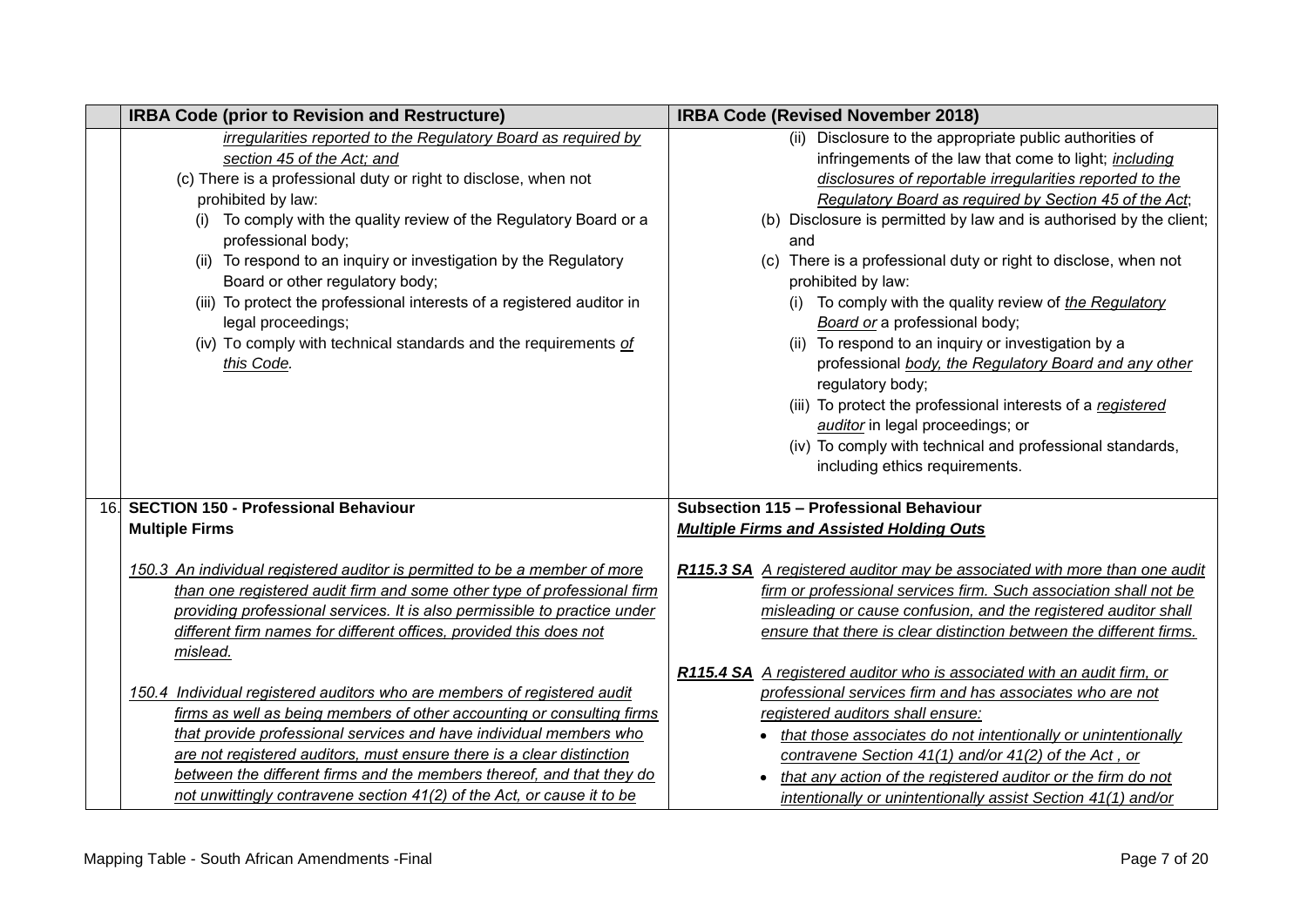| | IRBA Code (prior to Revision and Restructure) | IRBA Code (Revised November 2018) |
|---|---|---|
| | *irregularities reported to the Regulatory Board as required by section 45 of the Act; and*<br>(c) There is a professional duty or right to disclose, when not prohibited by law:<br>(i) To comply with the quality review of the Regulatory Board or a professional body;<br>(ii) To respond to an inquiry or investigation by the Regulatory Board or other regulatory body;<br>(iii) To protect the professional interests of a registered auditor in legal proceedings;<br>(iv) To comply with technical standards and the requirements *of this Code.* | (ii) Disclosure to the appropriate public authorities of infringements of the law that come to light; *including disclosures of reportable irregularities reported to the Regulatory Board as required by Section 45 of the Act*;<br>(b) Disclosure is permitted by law and is authorised by the client; and<br>(c) There is a professional duty or right to disclose, when not prohibited by law:<br>(i) To comply with the quality review of *the Regulatory Board or* a professional body;<br>(ii) To respond to an inquiry or investigation by a professional *body, the Regulatory Board and any other* regulatory body;<br>(iii) To protect the professional interests of a *registered auditor* in legal proceedings; or<br>(iv) To comply with technical and professional standards, including ethics requirements. |
| 16. | **SECTION 150 - Professional Behaviour**<br>**Multiple Firms**<br><br>*150.3 An individual registered auditor is permitted to be a member of more than one registered audit firm and some other type of professional firm providing professional services. It is also permissible to practice under different firm names for different offices, provided this does not mislead.*<br><br>*150.4 Individual registered auditors who are members of registered audit firms as well as being members of other accounting or consulting firms that provide professional services and have individual members who are not registered auditors, must ensure there is a clear distinction between the different firms and the members thereof, and that they do not unwittingly contravene section 41(2) of the Act, or cause it to be* | **Subsection 115 – Professional Behaviour**<br>***Multiple Firms and Assisted Holding Outs***<br><br>***R115.3 SA*** *A registered auditor may be associated with more than one audit firm or professional services firm. Such association shall not be misleading or cause confusion, and the registered auditor shall ensure that there is clear distinction between the different firms.*<br><br>***R115.4 SA*** *A registered auditor who is associated with an audit firm, or professional services firm and has associates who are not registered auditors shall ensure:*<br>• *that those associates do not intentionally or unintentionally contravene Section 41(1) and/or 41(2) of the Act , or*<br>• *that any action of the registered auditor or the firm do not intentionally or unintentionally assist Section 41(1) and/or* |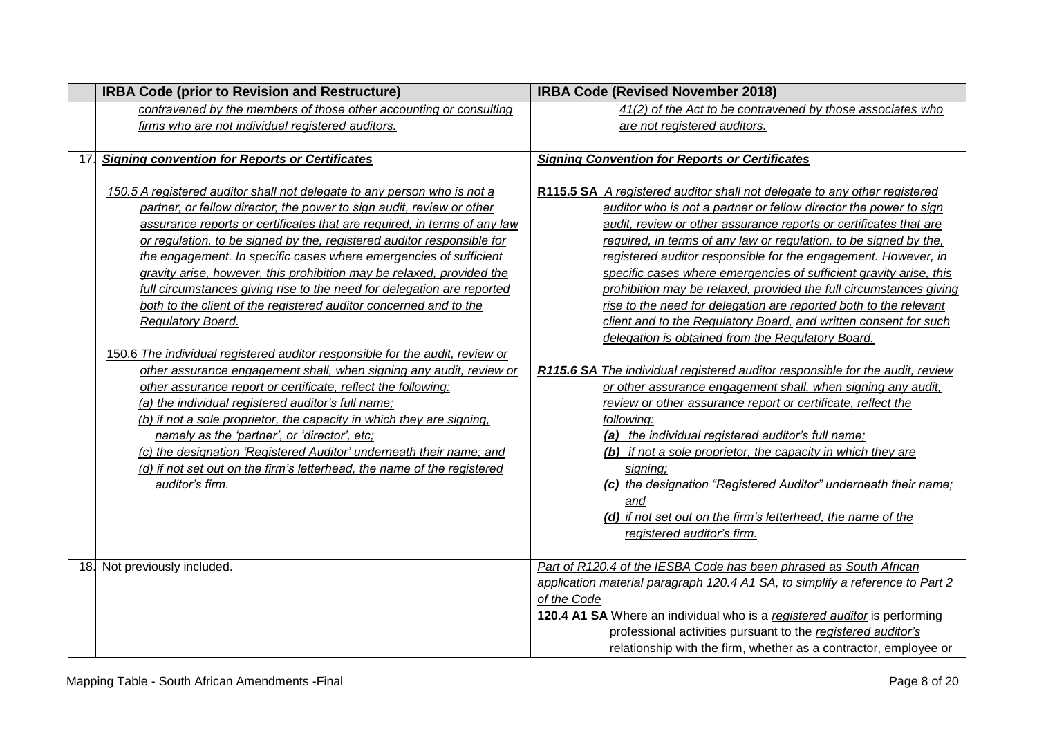|  | IRBA Code (prior to Revision and Restructure) | IRBA Code (Revised November 2018) |
|---|---|---|
|  | *contravened by the members of those other accounting or consulting firms who are not individual registered auditors.* | *41(2) of the Act to be contravened by those associates who are not registered auditors.* |
| 17. | ***Signing convention for Reports or Certificates***<br><br>*150.5 A registered auditor shall not delegate to any person who is not a partner, or fellow director, the power to sign audit, review or other assurance reports or certificates that are required, in terms of any law or regulation, to be signed by the, registered auditor responsible for the engagement. In specific cases where emergencies of sufficient gravity arise, however, this prohibition may be relaxed, provided the full circumstances giving rise to the need for delegation are reported both to the client of the registered auditor concerned and to the Regulatory Board.*<br><br>150.6 *The individual registered auditor responsible for the audit, review or other assurance engagement shall, when signing any audit, review or other assurance report or certificate, reflect the following:*<br>*(a) the individual registered auditor's full name;*<br>*(b) if not a sole proprietor, the capacity in which they are signing, namely as the 'partner', ~~or~~ 'director', etc;*<br>*(c) the designation 'Registered Auditor' underneath their name; and*<br>*(d) if not set out on the firm's letterhead, the name of the registered auditor's firm.* | ***Signing Convention for Reports or Certificates***<br><br>**R115.5 SA** *A registered auditor shall not delegate to any other registered auditor who is not a partner or fellow director the power to sign audit, review or other assurance reports or certificates that are required, in terms of any law or regulation, to be signed by the, registered auditor responsible for the engagement. However, in specific cases where emergencies of sufficient gravity arise, this prohibition may be relaxed, provided the full circumstances giving rise to the need for delegation are reported both to the relevant client and to the Regulatory Board, and written consent for such delegation is obtained from the Regulatory Board.*<br><br>***R115.6 SA*** The individual registered auditor responsible for the audit, review or other assurance engagement shall, when signing any audit, review or other assurance report or certificate, reflect the following:<br>***(a)*** *the individual registered auditor's full name;*<br>***(b)*** *if not a sole proprietor, the capacity in which they are signing;*<br>***(c)*** *the designation "Registered Auditor" underneath their name; and*<br>***(d)*** *if not set out on the firm's letterhead, the name of the registered auditor's firm.* |
| 18. | Not previously included. | *Part of R120.4 of the IESBA Code has been phrased as South African application material paragraph 120.4 A1 SA, to simplify a reference to Part 2 of the Code*<br>**120.4 A1 SA** Where an individual who is a *registered auditor* is performing professional activities pursuant to the *registered auditor's* relationship with the firm, whether as a contractor, employee or |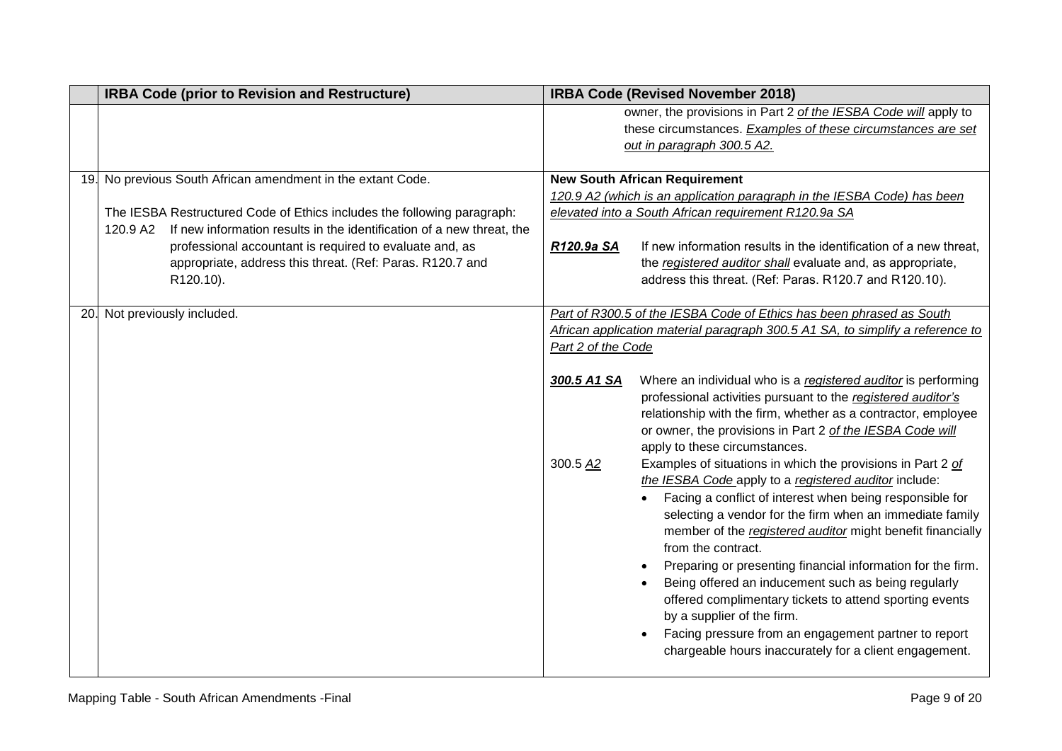| | IRBA Code (prior to Revision and Restructure) | IRBA Code (Revised November 2018) |
|---|---|---|
| | | owner, the provisions in Part 2 _of the IESBA Code will_ apply to these circumstances. _Examples of these circumstances are set out in paragraph 300.5 A2._ |
| 19. | No previous South African amendment in the extant Code.<br><br>The IESBA Restructured Code of Ethics includes the following paragraph:<br>120.9 A2 If new information results in the identification of a new threat, the professional accountant is required to evaluate and, as appropriate, address this threat. (Ref: Paras. R120.7 and R120.10). | **New South African Requirement**<br>_120.9 A2 (which is an application paragraph in the IESBA Code) has been elevated into a South African requirement R120.9a SA_<br><br>**_R120.9a SA_** If new information results in the identification of a new threat, the _registered auditor shall_ evaluate and, as appropriate, address this threat. (Ref: Paras. R120.7 and R120.10). |
| 20. | Not previously included. | _Part of R300.5 of the IESBA Code of Ethics has been phrased as South African application material paragraph 300.5 A1 SA, to simplify a reference to Part 2 of the Code_<br><br>**_300.5 A1 SA_** Where an individual who is a _registered auditor_ is performing professional activities pursuant to the _registered auditor's_ relationship with the firm, whether as a contractor, employee or owner, the provisions in Part 2 _of the IESBA Code will_ apply to these circumstances.<br>300.5 _A2_ Examples of situations in which the provisions in Part 2 _of the IESBA Code_ apply to a _registered auditor_ include:<br>• Facing a conflict of interest when being responsible for selecting a vendor for the firm when an immediate family member of the _registered auditor_ might benefit financially from the contract.<br>• Preparing or presenting financial information for the firm.<br>• Being offered an inducement such as being regularly offered complimentary tickets to attend sporting events by a supplier of the firm.<br>• Facing pressure from an engagement partner to report chargeable hours inaccurately for a client engagement. |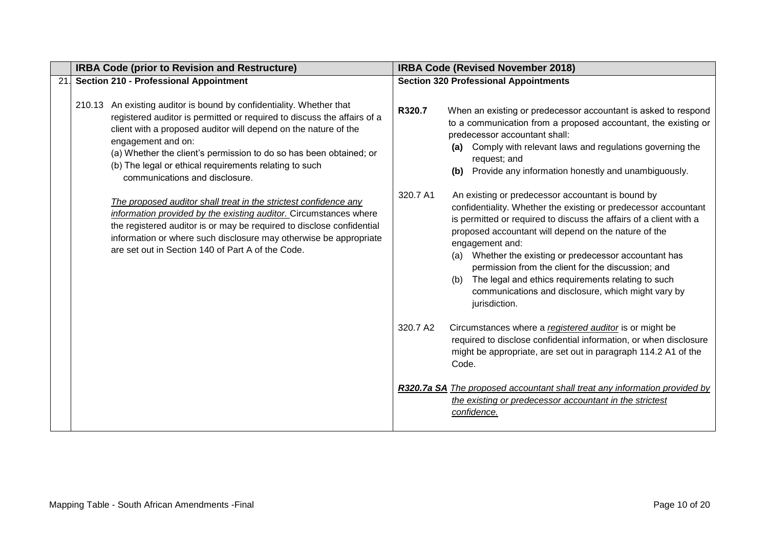| | IRBA Code (prior to Revision and Restructure) | IRBA Code (Revised November 2018) |
|---|---|---|
| 21. | **Section 210 - Professional Appointment**<br><br>210.13 An existing auditor is bound by confidentiality. Whether that registered auditor is permitted or required to discuss the affairs of a client with a proposed auditor will depend on the nature of the engagement and on:<br>(a) Whether the client's permission to do so has been obtained; or<br>(b) The legal or ethical requirements relating to such communications and disclosure.<br><br>*The proposed auditor shall treat in the strictest confidence any information provided by the existing auditor.* Circumstances where the registered auditor is or may be required to disclose confidential information or where such disclosure may otherwise be appropriate are set out in Section 140 of Part A of the Code. | **Section 320 Professional Appointments**<br><br>**R320.7** When an existing or predecessor accountant is asked to respond to a communication from a proposed accountant, the existing or predecessor accountant shall:<br>**(a)** Comply with relevant laws and regulations governing the request; and<br>**(b)** Provide any information honestly and unambiguously.<br><br>320.7 A1 An existing or predecessor accountant is bound by confidentiality. Whether the existing or predecessor accountant is permitted or required to discuss the affairs of a client with a proposed accountant will depend on the nature of the engagement and:<br>(a) Whether the existing or predecessor accountant has permission from the client for the discussion; and<br>(b) The legal and ethics requirements relating to such communications and disclosure, which might vary by jurisdiction.<br><br>320.7 A2 Circumstances where a *registered auditor* is or might be required to disclose confidential information, or when disclosure might be appropriate, are set out in paragraph 114.2 A1 of the Code.<br><br>***R320.7a SA*** *The proposed accountant shall treat any information provided by the existing or predecessor accountant in the strictest confidence.* |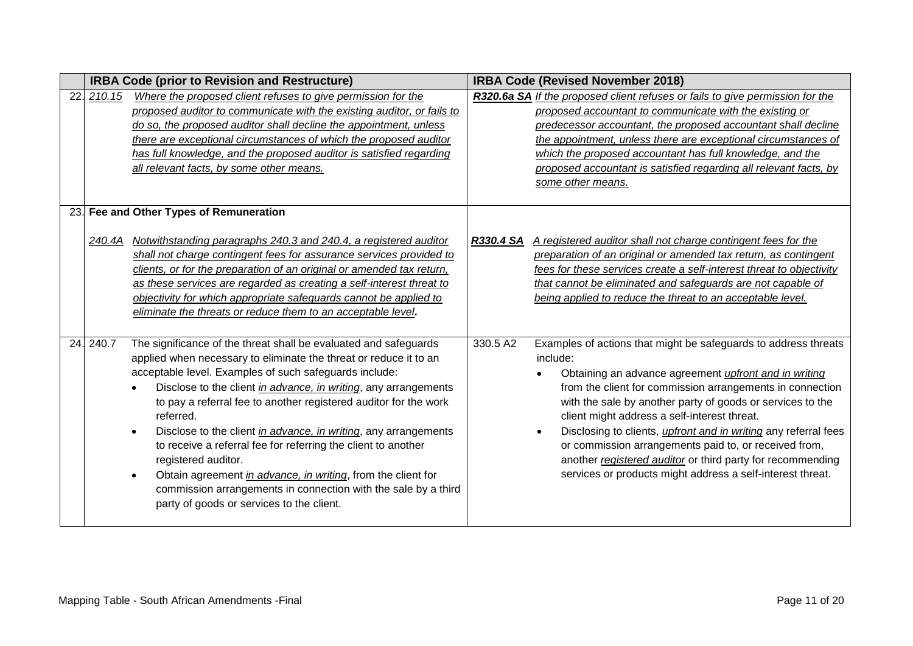| | IRBA Code (prior to Revision and Restructure) | IRBA Code (Revised November 2018) |
|---|---|---|
| 22. | *210.15* *Where the proposed client refuses to give permission for the proposed auditor to communicate with the existing auditor, or fails to do so, the proposed auditor shall decline the appointment, unless there are exceptional circumstances of which the proposed auditor has full knowledge, and the proposed auditor is satisfied regarding all relevant facts, by some other means.* | ***R320.6a SA*** *If the proposed client refuses or fails to give permission for the proposed accountant to communicate with the existing or predecessor accountant, the proposed accountant shall decline the appointment, unless there are exceptional circumstances of which the proposed accountant has full knowledge, and the proposed accountant is satisfied regarding all relevant facts, by some other means.* |
| 23. | **Fee and Other Types of Remuneration**<br><br>*240.4A* *Notwithstanding paragraphs 240.3 and 240.4, a registered auditor shall not charge contingent fees for assurance services provided to clients, or for the preparation of an original or amended tax return, as these services are regarded as creating a self-interest threat to objectivity for which appropriate safeguards cannot be applied to eliminate the threats or reduce them to an acceptable level***.** | ***R330.4 SA*** *A registered auditor shall not charge contingent fees for the preparation of an original or amended tax return, as contingent fees for these services create a self-interest threat to objectivity that cannot be eliminated and safeguards are not capable of being applied to reduce the threat to an acceptable level.* |
| 24. | 240.7 The significance of the threat shall be evaluated and safeguards applied when necessary to eliminate the threat or reduce it to an acceptable level. Examples of such safeguards include:<br>• Disclose to the client *in advance, in writing*, any arrangements to pay a referral fee to another registered auditor for the work referred.<br>• Disclose to the client *in advance, in writing*, any arrangements to receive a referral fee for referring the client to another registered auditor.<br>• Obtain agreement *in advance, in writing*, from the client for commission arrangements in connection with the sale by a third party of goods or services to the client. | 330.5 A2 Examples of actions that might be safeguards to address threats include:<br>• Obtaining an advance agreement *upfront and in writing* from the client for commission arrangements in connection with the sale by another party of goods or services to the client might address a self-interest threat.<br>• Disclosing to clients, *upfront and in writing* any referral fees or commission arrangements paid to, or received from, another *registered auditor* or third party for recommending services or products might address a self-interest threat. |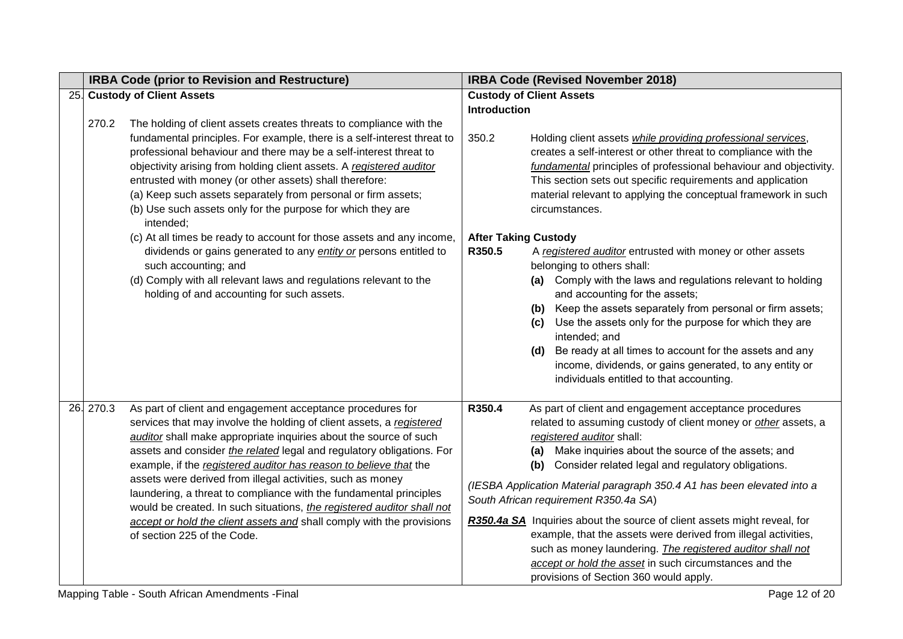| | IRBA Code (prior to Revision and Restructure) | IRBA Code (Revised November 2018) |
|---|---|---|
| 25. | **Custody of Client Assets**<br><br>270.2 The holding of client assets creates threats to compliance with the fundamental principles. For example, there is a self-interest threat to professional behaviour and there may be a self-interest threat to objectivity arising from holding client assets. A *registered auditor* entrusted with money (or other assets) shall therefore:<br>(a) Keep such assets separately from personal or firm assets;<br>(b) Use such assets only for the purpose for which they are intended;<br>(c) At all times be ready to account for those assets and any income, dividends or gains generated to any *entity or* persons entitled to such accounting; and<br>(d) Comply with all relevant laws and regulations relevant to the holding of and accounting for such assets. | **Custody of Client Assets**<br>**Introduction**<br><br>350.2 Holding client assets *while providing professional services*, creates a self-interest or other threat to compliance with the *fundamental* principles of professional behaviour and objectivity. This section sets out specific requirements and application material relevant to applying the conceptual framework in such circumstances.<br><br>**After Taking Custody**<br>**R350.5** A *registered auditor* entrusted with money or other assets belonging to others shall:<br>**(a)** Comply with the laws and regulations relevant to holding and accounting for the assets;<br>**(b)** Keep the assets separately from personal or firm assets;<br>**(c)** Use the assets only for the purpose for which they are intended; and<br>**(d)** Be ready at all times to account for the assets and any income, dividends, or gains generated, to any entity or individuals entitled to that accounting. |
| 26. | 270.3 As part of client and engagement acceptance procedures for services that may involve the holding of client assets, a *registered auditor* shall make appropriate inquiries about the source of such assets and consider *the related* legal and regulatory obligations. For example, if the *registered auditor has reason to believe that* the assets were derived from illegal activities, such as money laundering, a threat to compliance with the fundamental principles would be created. In such situations, *the registered auditor shall not accept or hold the client assets and* shall comply with the provisions of section 225 of the Code. | **R350.4** As part of client and engagement acceptance procedures related to assuming custody of client money or *other* assets, a *registered auditor* shall:<br>**(a)** Make inquiries about the source of the assets; and<br>**(b)** Consider related legal and regulatory obligations.<br><br>*(IESBA Application Material paragraph 350.4 A1 has been elevated into a South African requirement R350.4a SA)*<br><br>***R350.4a SA*** Inquiries about the source of client assets might reveal, for example, that the assets were derived from illegal activities, such as money laundering. *The registered auditor shall not accept or hold the asset* in such circumstances and the provisions of Section 360 would apply. |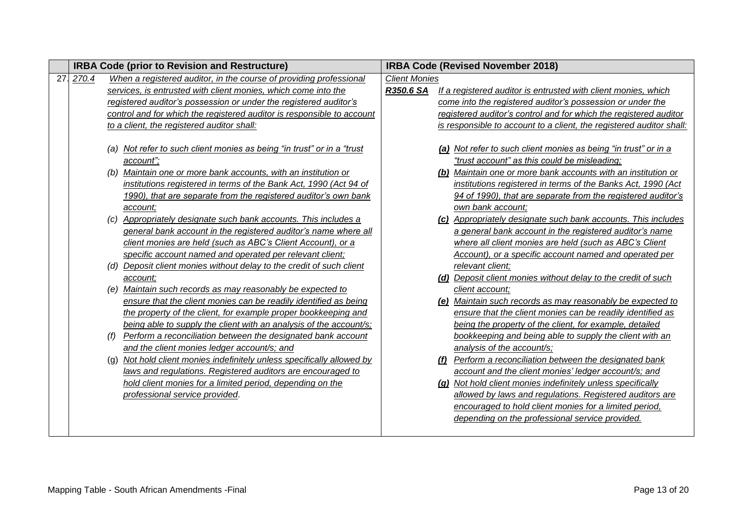| | IRBA Code (prior to Revision and Restructure) | IRBA Code (Revised November 2018) |
|---|---|---|
| 27. | *270.4* *When a registered auditor, in the course of providing professional services, is entrusted with client monies, which come into the registered auditor's possession or under the registered auditor's control and for which the registered auditor is responsible to account to a client, the registered auditor shall:*<br><br>*(a) Not refer to such client monies as being "in trust" or in a "trust account";*<br>*(b) Maintain one or more bank accounts, with an institution or institutions registered in terms of the Bank Act, 1990 (Act 94 of 1990), that are separate from the registered auditor's own bank account;*<br>*(c) Appropriately designate such bank accounts. This includes a general bank account in the registered auditor's name where all client monies are held (such as ABC's Client Account), or a specific account named and operated per relevant client;*<br>*(d) Deposit client monies without delay to the credit of such client account;*<br>*(e) Maintain such records as may reasonably be expected to ensure that the client monies can be readily identified as being the property of the client, for example proper bookkeeping and being able to supply the client with an analysis of the account/s;*<br>*(f) Perform a reconciliation between the designated bank account and the client monies ledger account/s; and*<br>(g) *Not hold client monies indefinitely unless specifically allowed by laws and regulations. Registered auditors are encouraged to hold client monies for a limited period, depending on the professional service provided*. | *Client Monies*<br>***R350.6 SA*** *If a registered auditor is entrusted with client monies, which come into the registered auditor's possession or under the registered auditor's control and for which the registered auditor is responsible to account to a client, the registered auditor shall:*<br><br>***(a)*** *Not refer to such client monies as being "in trust" or in a "trust account" as this could be misleading;*<br>***(b)*** *Maintain one or more bank accounts with an institution or institutions registered in terms of the Banks Act, 1990 (Act 94 of 1990), that are separate from the registered auditor's own bank account;*<br>***(c)*** *Appropriately designate such bank accounts. This includes a general bank account in the registered auditor's name where all client monies are held (such as ABC's Client Account), or a specific account named and operated per relevant client;*<br>***(d)*** *Deposit client monies without delay to the credit of such client account;*<br>***(e)*** *Maintain such records as may reasonably be expected to ensure that the client monies can be readily identified as being the property of the client, for example, detailed bookkeeping and being able to supply the client with an analysis of the account/s;*<br>***(f)*** *Perform a reconciliation between the designated bank account and the client monies' ledger account/s; and*<br>***(g)*** *Not hold client monies indefinitely unless specifically allowed by laws and regulations. Registered auditors are encouraged to hold client monies for a limited period, depending on the professional service provided.* |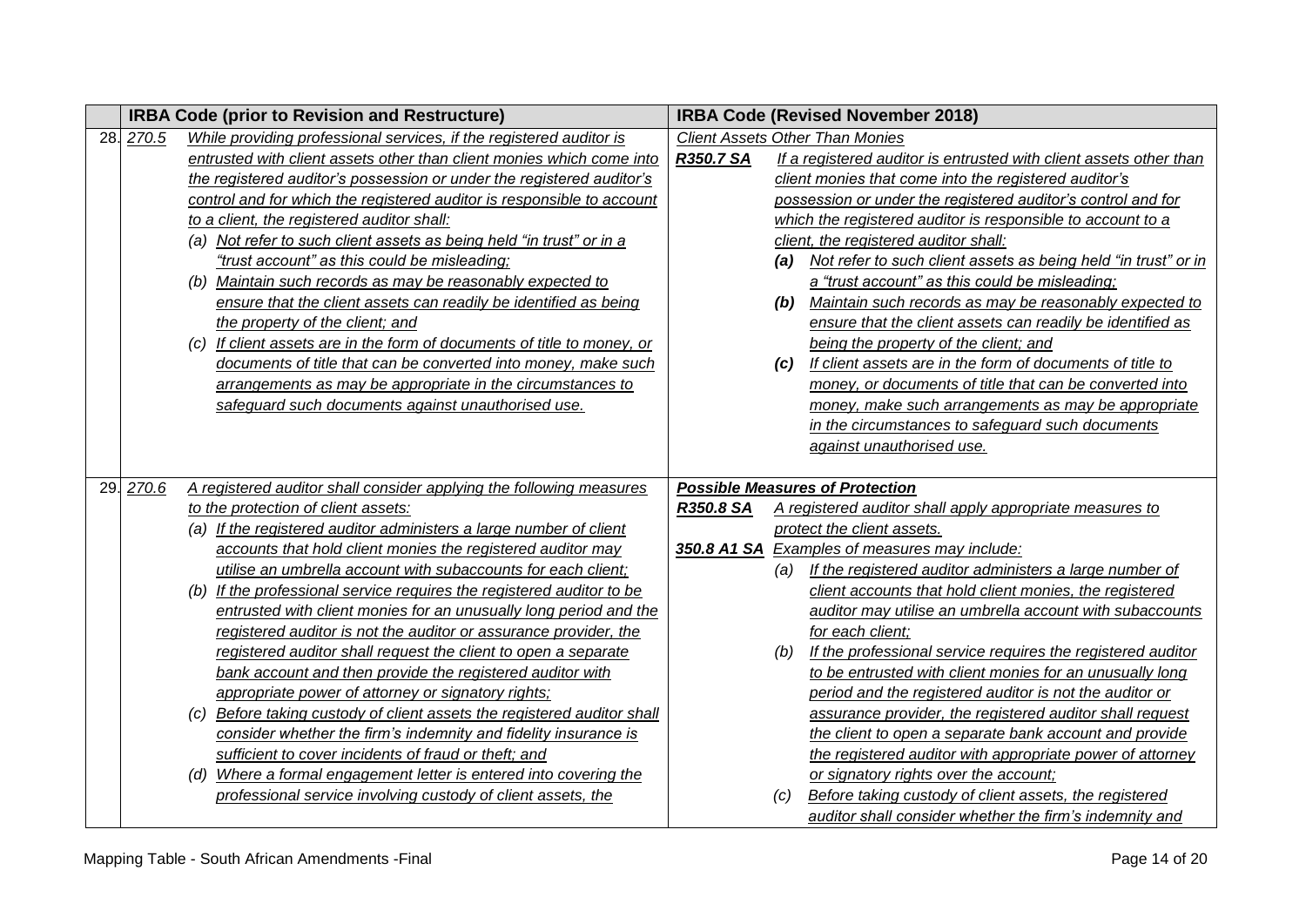| | IRBA Code (prior to Revision and Restructure) | IRBA Code (Revised November 2018) |
|---|---|---|
| 28. | 270.5 While providing professional services, if the registered auditor is entrusted with client assets other than client monies which come into the registered auditor's possession or under the registered auditor's control and for which the registered auditor is responsible to account to a client, the registered auditor shall:<br>(a) Not refer to such client assets as being held "in trust" or in a "trust account" as this could be misleading;<br>(b) Maintain such records as may be reasonably expected to ensure that the client assets can readily be identified as being the property of the client; and<br>(c) If client assets are in the form of documents of title to money, or documents of title that can be converted into money, make such arrangements as may be appropriate in the circumstances to safeguard such documents against unauthorised use. | *Client Assets Other Than Monies*<br>**R350.7 SA** If a registered auditor is entrusted with client assets other than client monies that come into the registered auditor's possession or under the registered auditor's control and for which the registered auditor is responsible to account to a client, the registered auditor shall:<br>**(a)** Not refer to such client assets as being held "in trust" or in a "trust account" as this could be misleading;<br>**(b)** Maintain such records as may be reasonably expected to ensure that the client assets can readily be identified as being the property of the client; and<br>**(c)** If client assets are in the form of documents of title to money, or documents of title that can be converted into money, make such arrangements as may be appropriate in the circumstances to safeguard such documents against unauthorised use. |
| 29. | 270.6 A registered auditor shall consider applying the following measures to the protection of client assets:<br>(a) If the registered auditor administers a large number of client accounts that hold client monies the registered auditor may utilise an umbrella account with subaccounts for each client;<br>(b) If the professional service requires the registered auditor to be entrusted with client monies for an unusually long period and the registered auditor is not the auditor or assurance provider, the registered auditor shall request the client to open a separate bank account and then provide the registered auditor with appropriate power of attorney or signatory rights;<br>(c) Before taking custody of client assets the registered auditor shall consider whether the firm's indemnity and fidelity insurance is sufficient to cover incidents of fraud or theft; and<br>(d) Where a formal engagement letter is entered into covering the professional service involving custody of client assets, the | ***Possible Measures of Protection***<br>**R350.8 SA** A registered auditor shall apply appropriate measures to protect the client assets.<br>**350.8 A1 SA** Examples of measures may include:<br>(a) If the registered auditor administers a large number of client accounts that hold client monies, the registered auditor may utilise an umbrella account with subaccounts for each client;<br>(b) If the professional service requires the registered auditor to be entrusted with client monies for an unusually long period and the registered auditor is not the auditor or assurance provider, the registered auditor shall request the client to open a separate bank account and provide the registered auditor with appropriate power of attorney or signatory rights over the account;<br>(c) Before taking custody of client assets, the registered auditor shall consider whether the firm's indemnity and |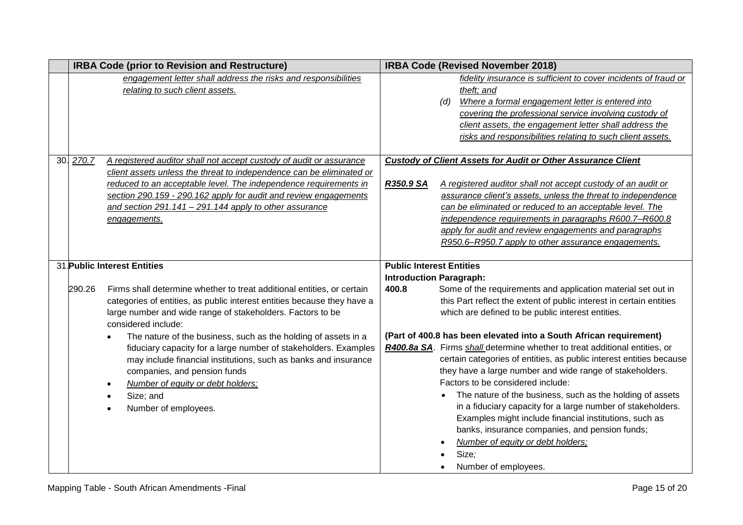| | IRBA Code (prior to Revision and Restructure) | IRBA Code (Revised November 2018) |
|---|---|---|
| | <u>*engagement letter shall address the risks and responsibilities relating to such client assets.*</u> | <u>*fidelity insurance is sufficient to cover incidents of fraud or theft; and*</u><br>*(d)* <u>*Where a formal engagement letter is entered into covering the professional service involving custody of client assets, the engagement letter shall address the risks and responsibilities relating to such client assets.*</u> |
| 30. | <u>*270.7*</u> <u>*A registered auditor shall not accept custody of audit or assurance client assets unless the threat to independence can be eliminated or reduced to an acceptable level. The independence requirements in section 290.159 - 290.162 apply for audit and review engagements and section 291.141 – 291.144 apply to other assurance engagements.*</u> | <u>***Custody of Client Assets for Audit or Other Assurance Client***</u><br><br><u>***R350.9 SA***</u> <u>*A registered auditor shall not accept custody of an audit or assurance client's assets, unless the threat to independence can be eliminated or reduced to an acceptable level. The independence requirements in paragraphs R600.7–R600.8 apply for audit and review engagements and paragraphs R950.6–R950.7 apply to other assurance engagements.*</u> |
| 31. | **Public Interest Entities**<br><br>290.26 Firms shall determine whether to treat additional entities, or certain categories of entities, as public interest entities because they have a large number and wide range of stakeholders. Factors to be considered include:<br>• The nature of the business, such as the holding of assets in a fiduciary capacity for a large number of stakeholders. Examples may include financial institutions, such as banks and insurance companies, and pension funds<br>• <u>*Number of equity or debt holders;*</u><br>• Size; and<br>• Number of employees. | **Public Interest Entities**<br>**Introduction Paragraph:**<br>**400.8** Some of the requirements and application material set out in this Part reflect the extent of public interest in certain entities which are defined to be public interest entities.<br><br>**(Part of 400.8 has been elevated into a South African requirement)**<br><u>***R400.8a SA***</u>. Firms <u>*shall*</u> determine whether to treat additional entities, or certain categories of entities, as public interest entities because they have a large number and wide range of stakeholders. Factors to be considered include:<br>• The nature of the business, such as the holding of assets in a fiduciary capacity for a large number of stakeholders. Examples might include financial institutions, such as banks, insurance companies, and pension funds;<br>• <u>*Number of equity or debt holders;*</u><br>• Size*;*<br>• Number of employees. |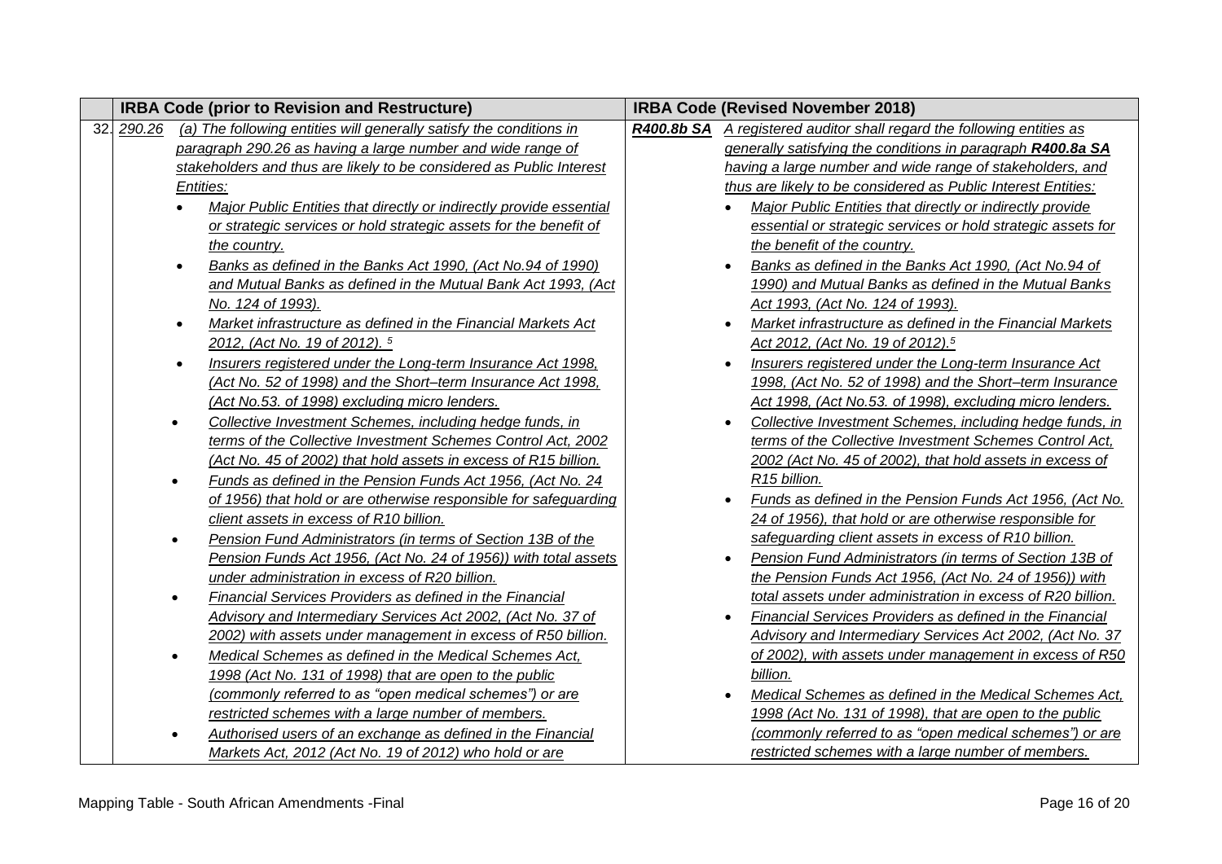| | IRBA Code (prior to Revision and Restructure) | IRBA Code (Revised November 2018) |
|---|---|---|
| 32. | *290.26* <u>*(a) The following entities will generally satisfy the conditions in paragraph 290.26 as having a large number and wide range of stakeholders and thus are likely to be considered as Public Interest Entities:*</u><br>• <u>*Major Public Entities that directly or indirectly provide essential or strategic services or hold strategic assets for the benefit of the country.*</u><br>• <u>*Banks as defined in the Banks Act 1990, (Act No.94 of 1990) and Mutual Banks as defined in the Mutual Bank Act 1993, (Act No. 124 of 1993).*</u><br>• <u>*Market infrastructure as defined in the Financial Markets Act 2012, (Act No. 19 of 2012).*</u> [5]<br>• <u>*Insurers registered under the Long-term Insurance Act 1998, (Act No. 52 of 1998) and the Short–term Insurance Act 1998, (Act No.53. of 1998) excluding micro lenders.*</u><br>• <u>*Collective Investment Schemes, including hedge funds, in terms of the Collective Investment Schemes Control Act, 2002 (Act No. 45 of 2002) that hold assets in excess of R15 billion.*</u><br>• <u>*Funds as defined in the Pension Funds Act 1956, (Act No. 24 of 1956) that hold or are otherwise responsible for safeguarding client assets in excess of R10 billion.*</u><br>• <u>*Pension Fund Administrators (in terms of Section 13B of the Pension Funds Act 1956, (Act No. 24 of 1956)) with total assets under administration in excess of R20 billion.*</u><br>• <u>*Financial Services Providers as defined in the Financial Advisory and Intermediary Services Act 2002, (Act No. 37 of 2002) with assets under management in excess of R50 billion.*</u><br>• <u>*Medical Schemes as defined in the Medical Schemes Act, 1998 (Act No. 131 of 1998) that are open to the public (commonly referred to as "open medical schemes") or are restricted schemes with a large number of members.*</u><br>• <u>*Authorised users of an exchange as defined in the Financial Markets Act, 2012 (Act No. 19 of 2012) who hold or are*</u> | ***R400.8b SA*** <u>*A registered auditor shall regard the following entities as generally satisfying the conditions in paragraph **R400.8a SA** having a large number and wide range of stakeholders, and thus are likely to be considered as Public Interest Entities:*</u><br>• <u>*Major Public Entities that directly or indirectly provide essential or strategic services or hold strategic assets for the benefit of the country.*</u><br>• <u>*Banks as defined in the Banks Act 1990, (Act No.94 of 1990) and Mutual Banks as defined in the Mutual Banks Act 1993, (Act No. 124 of 1993).*</u><br>• <u>*Market infrastructure as defined in the Financial Markets Act 2012, (Act No. 19 of 2012).*</u>[5]<br>• <u>*Insurers registered under the Long-term Insurance Act 1998, (Act No. 52 of 1998) and the Short–term Insurance Act 1998, (Act No.53. of 1998), excluding micro lenders.*</u><br>• <u>*Collective Investment Schemes, including hedge funds, in terms of the Collective Investment Schemes Control Act, 2002 (Act No. 45 of 2002), that hold assets in excess of R15 billion.*</u><br>• <u>*Funds as defined in the Pension Funds Act 1956, (Act No. 24 of 1956), that hold or are otherwise responsible for safeguarding client assets in excess of R10 billion.*</u><br>• <u>*Pension Fund Administrators (in terms of Section 13B of the Pension Funds Act 1956, (Act No. 24 of 1956)) with total assets under administration in excess of R20 billion.*</u><br>• <u>*Financial Services Providers as defined in the Financial Advisory and Intermediary Services Act 2002, (Act No. 37 of 2002), with assets under management in excess of R50 billion.*</u><br>• <u>*Medical Schemes as defined in the Medical Schemes Act, 1998 (Act No. 131 of 1998), that are open to the public (commonly referred to as "open medical schemes") or are restricted schemes with a large number of members.*</u> |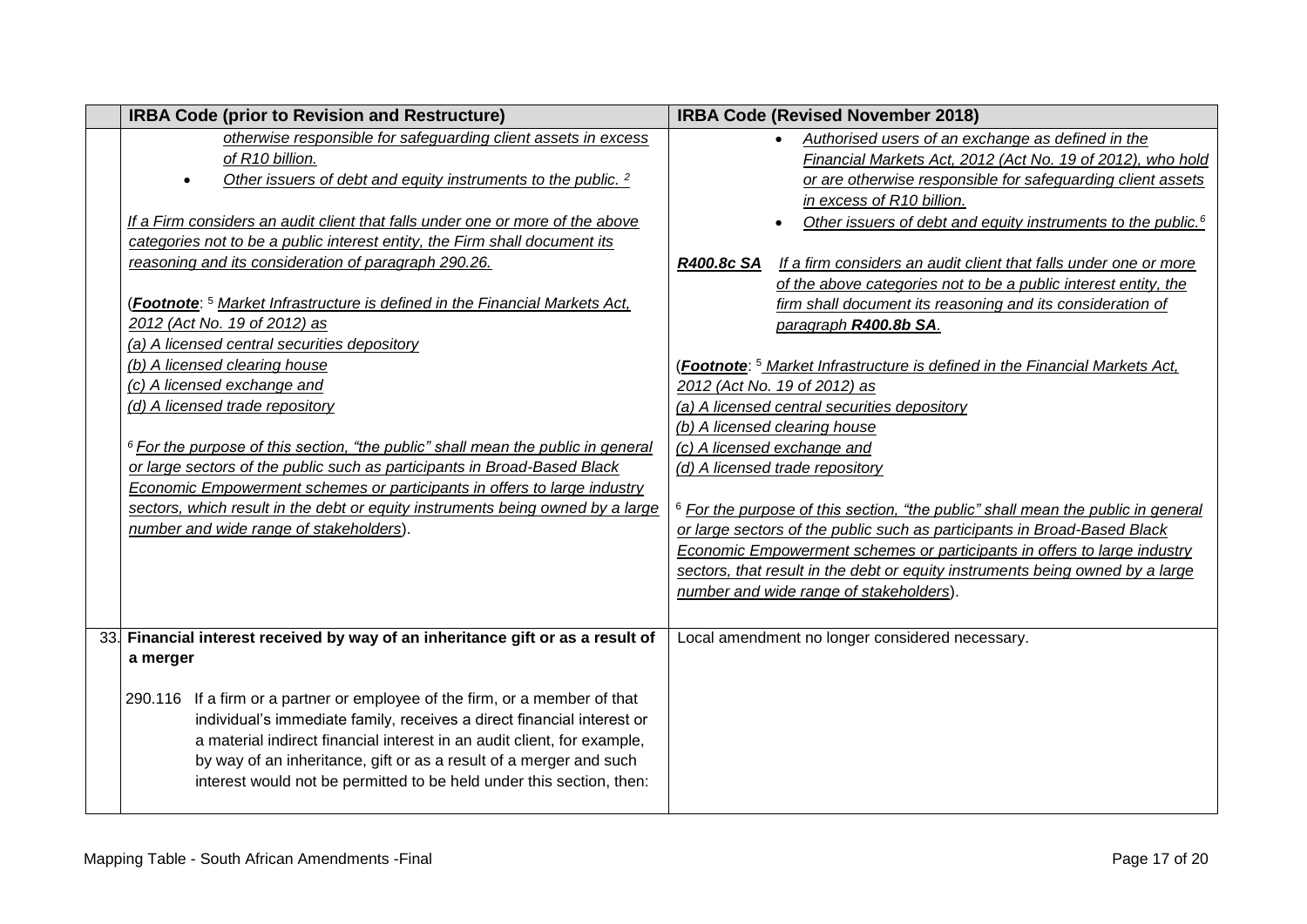| | IRBA Code (prior to Revision and Restructure) | IRBA Code (Revised November 2018) |
|---|---|---|
| | *otherwise responsible for safeguarding client assets in excess of R10 billion.*<br>• *Other issuers of debt and equity instruments to the public.* [2]<br><br>*If a Firm considers an audit client that falls under one or more of the above categories not to be a public interest entity, the Firm shall document its reasoning and its consideration of paragraph 290.26.*<br><br>(***Footnote***: [5] *Market Infrastructure is defined in the Financial Markets Act, 2012 (Act No. 19 of 2012) as*<br>*(a) A licensed central securities depository*<br>*(b) A licensed clearing house*<br>*(c) A licensed exchange and*<br>*(d) A licensed trade repository*<br><br>[6] *For the purpose of this section, "the public" shall mean the public in general or large sectors of the public such as participants in Broad-Based Black Economic Empowerment schemes or participants in offers to large industry sectors, which result in the debt or equity instruments being owned by a large number and wide range of stakeholders*). | • *Authorised users of an exchange as defined in the Financial Markets Act, 2012 (Act No. 19 of 2012), who hold or are otherwise responsible for safeguarding client assets in excess of R10 billion.*<br>• *Other issuers of debt and equity instruments to the public.*[6]<br><br>***R400.8c SA*** *If a firm considers an audit client that falls under one or more of the above categories not to be a public interest entity, the firm shall document its reasoning and its consideration of paragraph* ***R400.8b SA***.<br><br>(***Footnote***: [5] *Market Infrastructure is defined in the Financial Markets Act, 2012 (Act No. 19 of 2012) as*<br>*(a) A licensed central securities depository*<br>*(b) A licensed clearing house*<br>*(c) A licensed exchange and*<br>*(d) A licensed trade repository*<br><br>[6] *For the purpose of this section, "the public" shall mean the public in general or large sectors of the public such as participants in Broad-Based Black Economic Empowerment schemes or participants in offers to large industry sectors, that result in the debt or equity instruments being owned by a large number and wide range of stakeholders*). |
| 33. | **Financial interest received by way of an inheritance gift or as a result of a merger**<br><br>290.116 If a firm or a partner or employee of the firm, or a member of that individual's immediate family, receives a direct financial interest or a material indirect financial interest in an audit client, for example, by way of an inheritance, gift or as a result of a merger and such interest would not be permitted to be held under this section, then: | Local amendment no longer considered necessary. |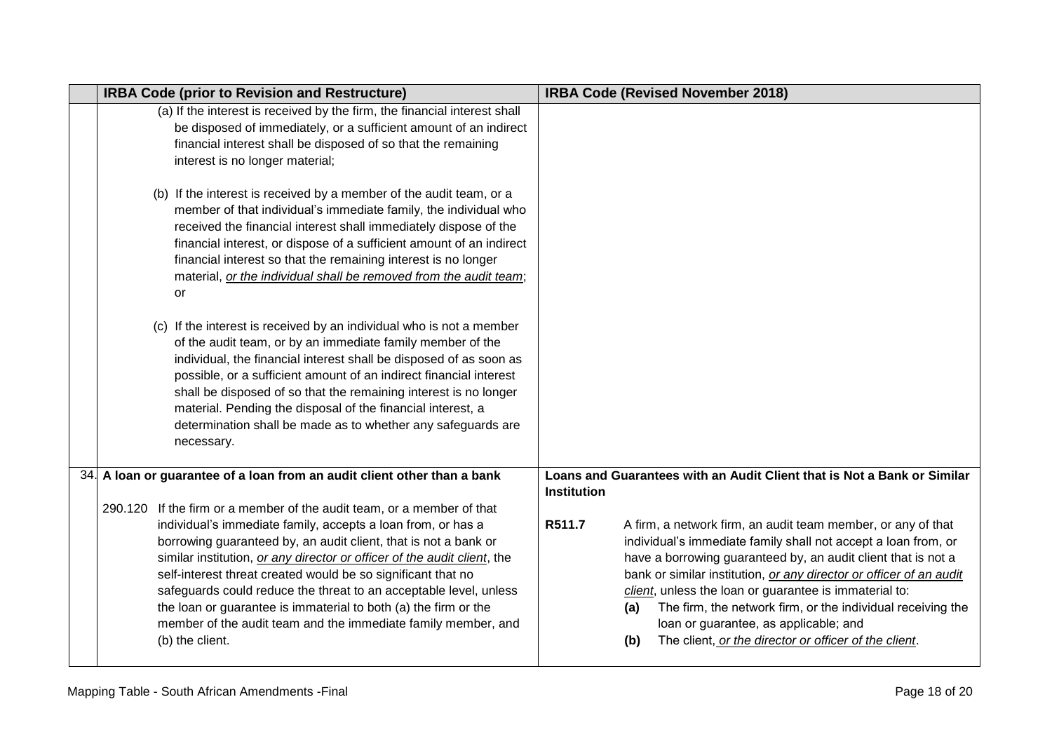| | IRBA Code (prior to Revision and Restructure) | IRBA Code (Revised November 2018) |
|---|---|---|
| | (a) If the interest is received by the firm, the financial interest shall be disposed of immediately, or a sufficient amount of an indirect financial interest shall be disposed of so that the remaining interest is no longer material;<br><br>(b) If the interest is received by a member of the audit team, or a member of that individual's immediate family, the individual who received the financial interest shall immediately dispose of the financial interest, or dispose of a sufficient amount of an indirect financial interest so that the remaining interest is no longer material, <u>*or the individual shall be removed from the audit team*</u>; or<br><br>(c) If the interest is received by an individual who is not a member of the audit team, or by an immediate family member of the individual, the financial interest shall be disposed of as soon as possible, or a sufficient amount of an indirect financial interest shall be disposed of so that the remaining interest is no longer material. Pending the disposal of the financial interest, a determination shall be made as to whether any safeguards are necessary. | |
| 34. | **A loan or guarantee of a loan from an audit client other than a bank**<br><br>290.120 If the firm or a member of the audit team, or a member of that individual's immediate family, accepts a loan from, or has a borrowing guaranteed by, an audit client, that is not a bank or similar institution, <u>*or any director or officer of the audit client*</u>, the self-interest threat created would be so significant that no safeguards could reduce the threat to an acceptable level, unless the loan or guarantee is immaterial to both (a) the firm or the member of the audit team and the immediate family member, and (b) the client. | **Loans and Guarantees with an Audit Client that is Not a Bank or Similar Institution**<br><br>**R511.7** A firm, a network firm, an audit team member, or any of that individual's immediate family shall not accept a loan from, or have a borrowing guaranteed by, an audit client that is not a bank or similar institution, <u>*or any director or officer of an audit client*</u>, unless the loan or guarantee is immaterial to:<br>**(a)** The firm, the network firm, or the individual receiving the loan or guarantee, as applicable; and<br>**(b)** The client, <u>*or the director or officer of the client*</u>. |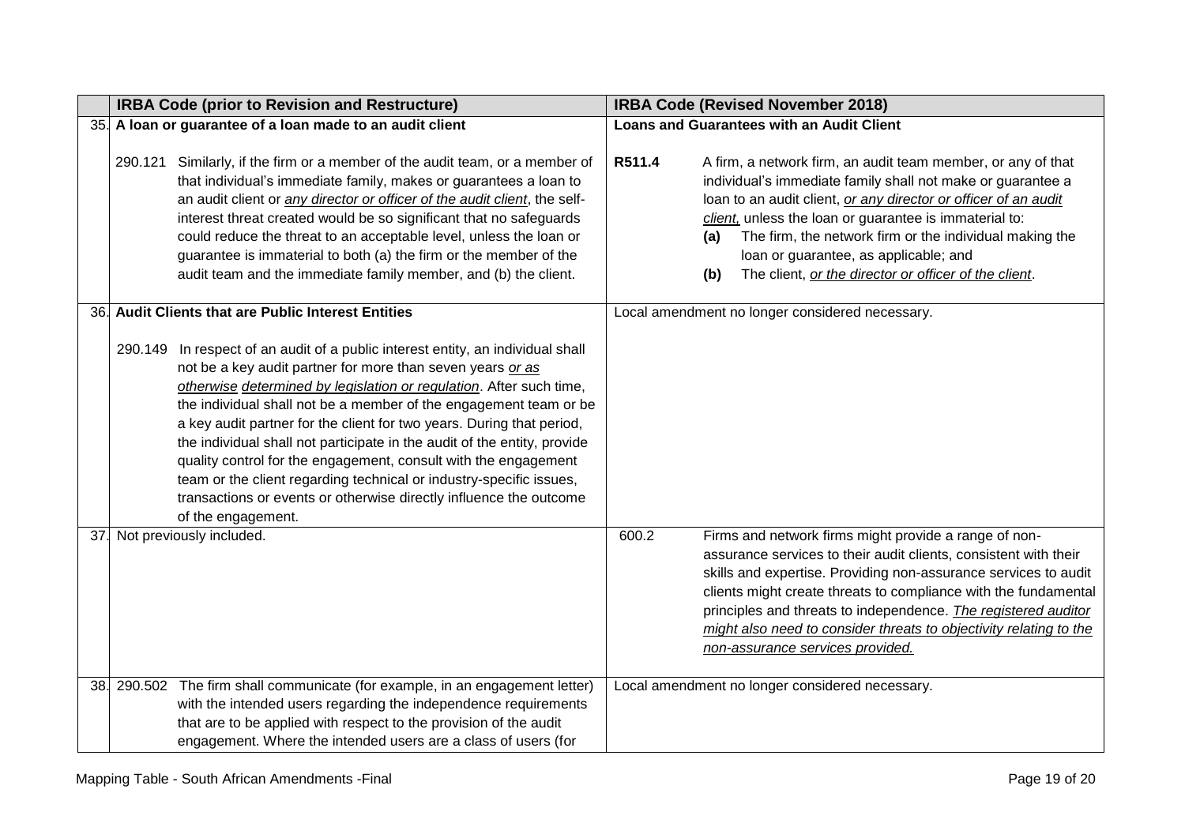| | IRBA Code (prior to Revision and Restructure) | IRBA Code (Revised November 2018) |
|---|---|---|
| 35. | **A loan or guarantee of a loan made to an audit client**<br><br>290.121 Similarly, if the firm or a member of the audit team, or a member of that individual's immediate family, makes or guarantees a loan to an audit client or *any director or officer of the audit client*, the self-interest threat created would be so significant that no safeguards could reduce the threat to an acceptable level, unless the loan or guarantee is immaterial to both (a) the firm or the member of the audit team and the immediate family member, and (b) the client. | **Loans and Guarantees with an Audit Client**<br><br>**R511.4** A firm, a network firm, an audit team member, or any of that individual's immediate family shall not make or guarantee a loan to an audit client, *or any director or officer of an audit client,* unless the loan or guarantee is immaterial to:<br>**(a)** The firm, the network firm or the individual making the loan or guarantee, as applicable; and<br>**(b)** The client, *or the director or officer of the client*. |
| 36. | **Audit Clients that are Public Interest Entities**<br><br>290.149 In respect of an audit of a public interest entity, an individual shall not be a key audit partner for more than seven years *or as otherwise determined by legislation or regulation*. After such time, the individual shall not be a member of the engagement team or be a key audit partner for the client for two years. During that period, the individual shall not participate in the audit of the entity, provide quality control for the engagement, consult with the engagement team or the client regarding technical or industry-specific issues, transactions or events or otherwise directly influence the outcome of the engagement. | Local amendment no longer considered necessary. |
| 37. | Not previously included. | 600.2 Firms and network firms might provide a range of non-assurance services to their audit clients, consistent with their skills and expertise. Providing non-assurance services to audit clients might create threats to compliance with the fundamental principles and threats to independence. ***The registered auditor might also need to consider threats to objectivity relating to the non-assurance services provided.*** |
| 38. | 290.502 The firm shall communicate (for example, in an engagement letter) with the intended users regarding the independence requirements that are to be applied with respect to the provision of the audit engagement. Where the intended users are a class of users (for | Local amendment no longer considered necessary. |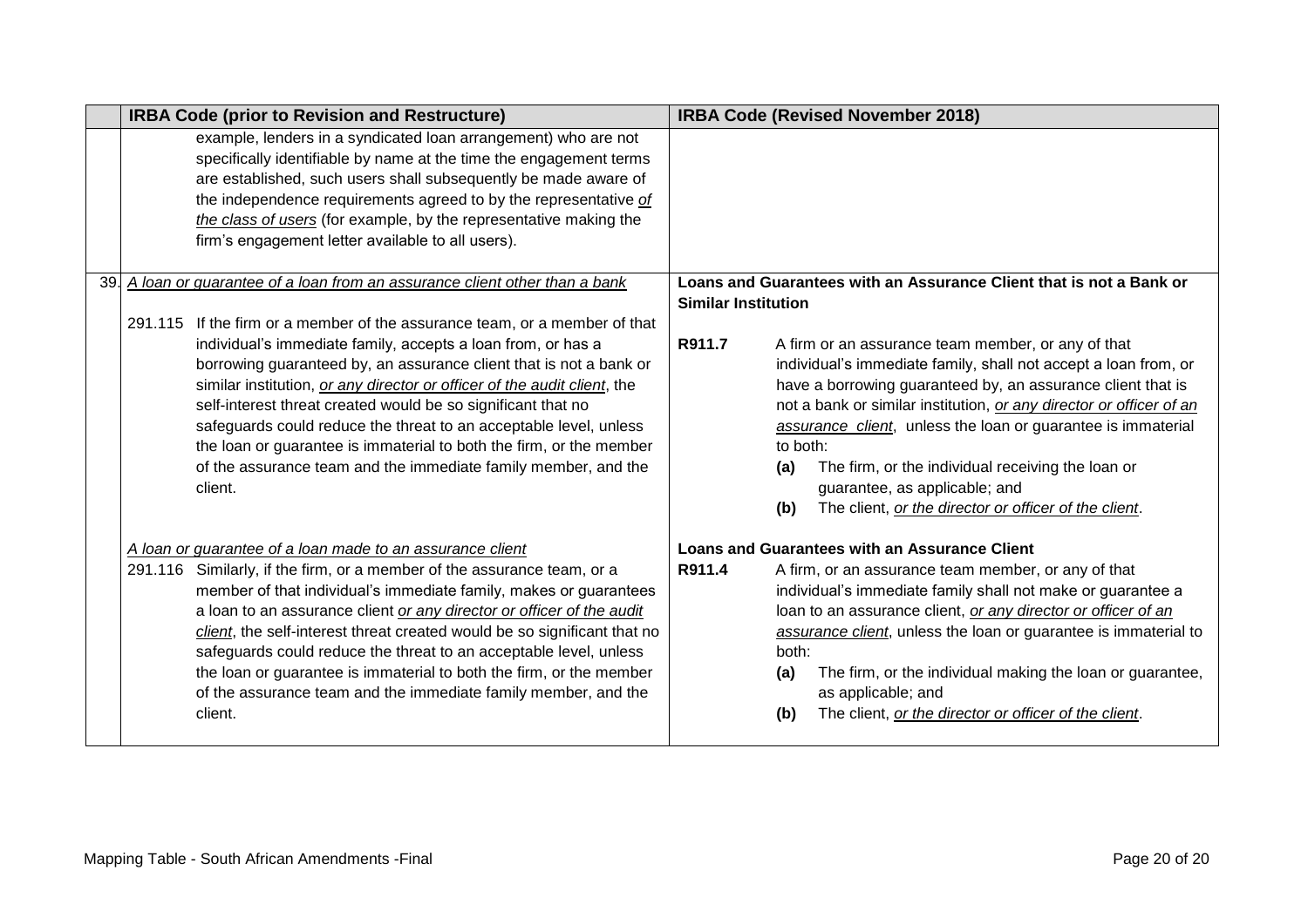| | IRBA Code (prior to Revision and Restructure) | IRBA Code (Revised November 2018) |
|---|---|---|
| | example, lenders in a syndicated loan arrangement) who are not specifically identifiable by name at the time the engagement terms are established, such users shall subsequently be made aware of the independence requirements agreed to by the representative *of the class of users* (for example, by the representative making the firm's engagement letter available to all users). | |
| 39. | *A loan or guarantee of a loan from an assurance client other than a bank*<br><br>291.115 If the firm or a member of the assurance team, or a member of that individual's immediate family, accepts a loan from, or has a borrowing guaranteed by, an assurance client that is not a bank or similar institution, *or any director or officer of the audit client*, the self-interest threat created would be so significant that no safeguards could reduce the threat to an acceptable level, unless the loan or guarantee is immaterial to both the firm, or the member of the assurance team and the immediate family member, and the client.<br><br>*A loan or guarantee of a loan made to an assurance client*<br>291.116 Similarly, if the firm, or a member of the assurance team, or a member of that individual's immediate family, makes or guarantees a loan to an assurance client *or any director or officer of the audit client*, the self-interest threat created would be so significant that no safeguards could reduce the threat to an acceptable level, unless the loan or guarantee is immaterial to both the firm, or the member of the assurance team and the immediate family member, and the client. | **Loans and Guarantees with an Assurance Client that is not a Bank or Similar Institution**<br><br>**R911.7** A firm or an assurance team member, or any of that individual's immediate family, shall not accept a loan from, or have a borrowing guaranteed by, an assurance client that is not a bank or similar institution, *or any director or officer of an assurance client*, unless the loan or guarantee is immaterial to both:<br>**(a)** The firm, or the individual receiving the loan or guarantee, as applicable; and<br>**(b)** The client, *or the director or officer of the client*.<br><br>**Loans and Guarantees with an Assurance Client**<br>**R911.4** A firm, or an assurance team member, or any of that individual's immediate family shall not make or guarantee a loan to an assurance client, *or any director or officer of an assurance client*, unless the loan or guarantee is immaterial to both:<br>**(a)** The firm, or the individual making the loan or guarantee, as applicable; and<br>**(b)** The client, *or the director or officer of the client*. |